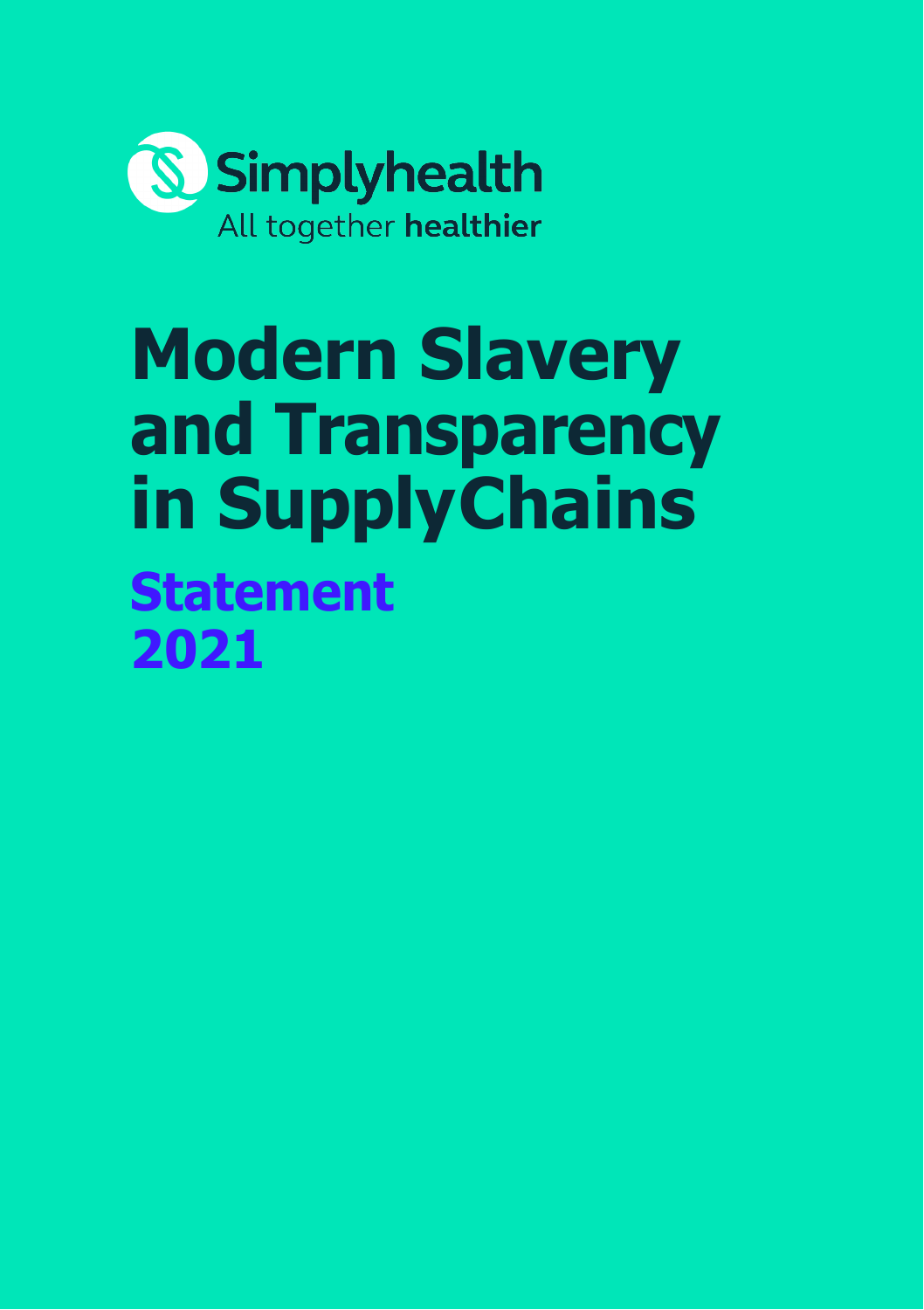Simplyhealth

All together **healthier**

# Modern Slavery and Transparency in SupplyChains

## Statement 2021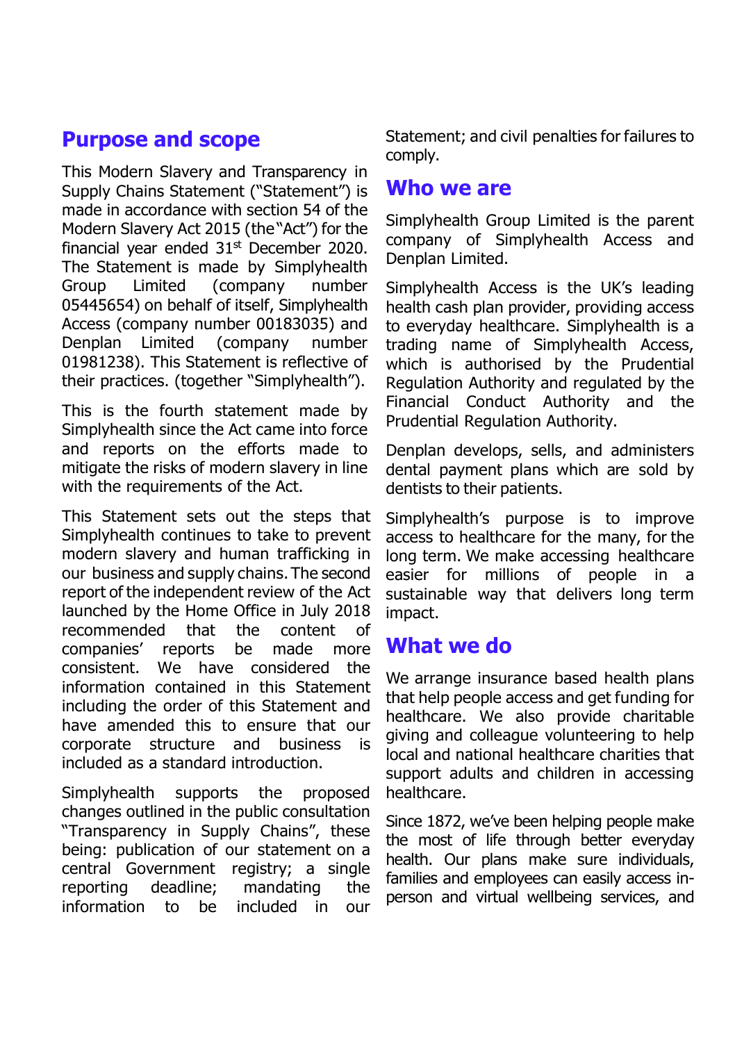## Purpose and scope

This Modern Slavery and Transparency in Supply Chains Statement ("Statement") is made in accordance with section 54 of the Modern Slavery Act 2015 (the "Act") for the financial year ended 31st December 2020. The Statement is made by Simplyhealth Group Limited (company number 05445654) on behalf of itself, Simplyhealth Access (company number 00183035) and Denplan Limited (company number 01981238). This Statement is reflective of their practices. (together "Simplyhealth").

This is the fourth statement made by Simplyhealth since the Act came into force and reports on the efforts made to mitigate the risks of modern slavery in line with the requirements of the Act.

This Statement sets out the steps that Simplyhealth continues to take to prevent modern slavery and human trafficking in our business and supply chains. The second report of the independent review of the Act launched by the Home Office in July 2018 recommended that the content of companies' reports be made more consistent. We have considered the information contained in this Statement including the order of this Statement and have amended this to ensure that our corporate structure and business is included as a standard introduction.

Simplyhealth supports the proposed changes outlined in the public consultation "Transparency in Supply Chains", these being: publication of our statement on a central Government registry; a single reporting deadline; mandating the information to be included in our Statement; and civil penalties for failures to comply.

## Who we are

Simplyhealth Group Limited is the parent company of Simplyhealth Access and Denplan Limited.

Simplyhealth Access is the UK's leading health cash plan provider, providing access to everyday healthcare. Simplyhealth is a trading name of Simplyhealth Access, which is authorised by the Prudential Regulation Authority and regulated by the Financial Conduct Authority and the Prudential Regulation Authority.

Denplan develops, sells, and administers dental payment plans which are sold by dentists to their patients.

Simplyhealth's purpose is to improve access to healthcare for the many, for the long term. We make accessing healthcare easier for millions of people in a sustainable way that delivers long term impact.

## What we do

We arrange insurance based health plans that help people access and get funding for healthcare. We also provide charitable giving and colleague volunteering to help local and national healthcare charities that support adults and children in accessing healthcare.

Since 1872, we've been helping people make the most of life through better everyday health. Our plans make sure individuals, families and employees can easily access in-person and virtual wellbeing services, and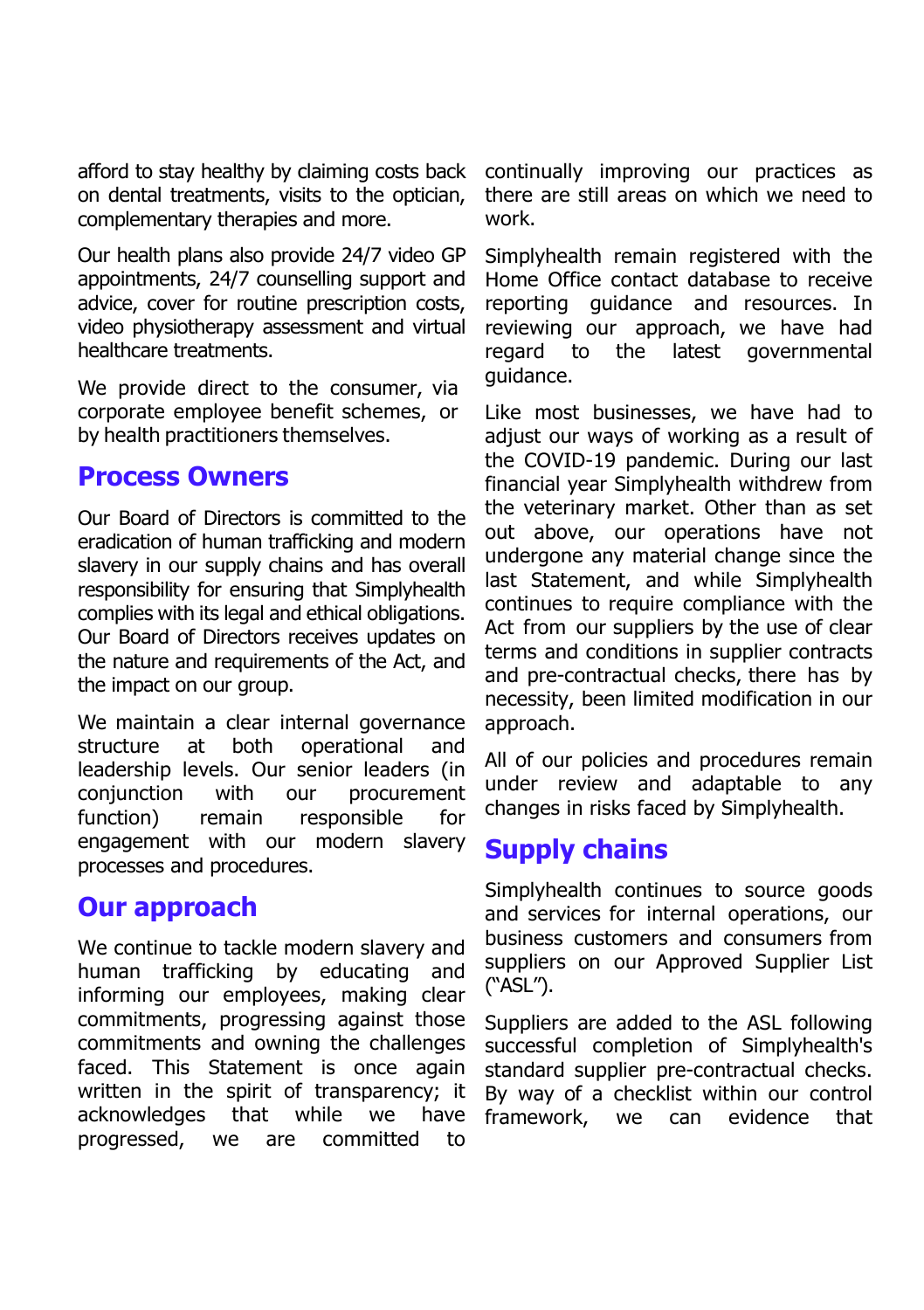afford to stay healthy by claiming costs back on dental treatments, visits to the optician, complementary therapies and more.

Our health plans also provide 24/7 video GP appointments, 24/7 counselling support and advice, cover for routine prescription costs, video physiotherapy assessment and virtual healthcare treatments.

We provide direct to the consumer, via corporate employee benefit schemes, or by health practitioners themselves.

## Process Owners

Our Board of Directors is committed to the eradication of human trafficking and modern slavery in our supply chains and has overall responsibility for ensuring that Simplyhealth complies with its legal and ethical obligations. Our Board of Directors receives updates on the nature and requirements of the Act, and the impact on our group.

We maintain a clear internal governance structure at both operational and leadership levels. Our senior leaders (in conjunction with our procurement function) remain responsible for engagement with our modern slavery processes and procedures.

## Our approach

We continue to tackle modern slavery and human trafficking by educating and informing our employees, making clear commitments, progressing against those commitments and owning the challenges faced. This Statement is once again written in the spirit of transparency; it acknowledges that while we have progressed, we are committed to continually improving our practices as there are still areas on which we need to work.

Simplyhealth remain registered with the Home Office contact database to receive reporting guidance and resources. In reviewing our approach, we have had regard to the latest governmental guidance.

Like most businesses, we have had to adjust our ways of working as a result of the COVID-19 pandemic. During our last financial year Simplyhealth withdrew from the veterinary market. Other than as set out above, our operations have not undergone any material change since the last Statement, and while Simplyhealth continues to require compliance with the Act from our suppliers by the use of clear terms and conditions in supplier contracts and pre-contractual checks, there has by necessity, been limited modification in our approach.

All of our policies and procedures remain under review and adaptable to any changes in risks faced by Simplyhealth.

## Supply chains

Simplyhealth continues to source goods and services for internal operations, our business customers and consumers from suppliers on our Approved Supplier List ("ASL").

Suppliers are added to the ASL following successful completion of Simplyhealth's standard supplier pre-contractual checks. By way of a checklist within our control framework, we can evidence that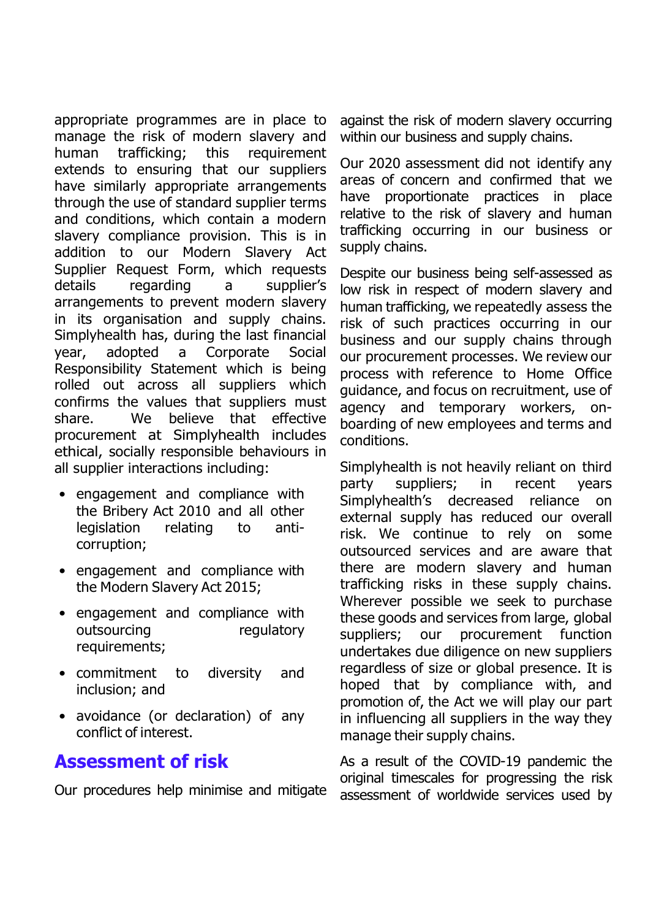appropriate programmes are in place to manage the risk of modern slavery and human trafficking; this requirement extends to ensuring that our suppliers have similarly appropriate arrangements through the use of standard supplier terms and conditions, which contain a modern slavery compliance provision. This is in addition to our Modern Slavery Act Supplier Request Form, which requests details regarding a supplier's arrangements to prevent modern slavery in its organisation and supply chains. Simplyhealth has, during the last financial year, adopted a Corporate Social Responsibility Statement which is being rolled out across all suppliers which confirms the values that suppliers must share. We believe that effective procurement at Simplyhealth includes ethical, socially responsible behaviours in all supplier interactions including:

- engagement and compliance with the Bribery Act 2010 and all other legislation relating to anti-corruption;
- engagement and compliance with the Modern Slavery Act 2015;
- engagement and compliance with outsourcing regulatory requirements;
- commitment to diversity and inclusion; and
- avoidance (or declaration) of any conflict of interest.

## Assessment of risk

Our procedures help minimise and mitigate against the risk of modern slavery occurring within our business and supply chains.

Our 2020 assessment did not identify any areas of concern and confirmed that we have proportionate practices in place relative to the risk of slavery and human trafficking occurring in our business or supply chains.

Despite our business being self-assessed as low risk in respect of modern slavery and human trafficking, we repeatedly assess the risk of such practices occurring in our business and our supply chains through our procurement processes. We review our process with reference to Home Office guidance, and focus on recruitment, use of agency and temporary workers, on-boarding of new employees and terms and conditions.

Simplyhealth is not heavily reliant on third party suppliers; in recent years Simplyhealth's decreased reliance on external supply has reduced our overall risk. We continue to rely on some outsourced services and are aware that there are modern slavery and human trafficking risks in these supply chains. Wherever possible we seek to purchase these goods and services from large, global suppliers; our procurement function undertakes due diligence on new suppliers regardless of size or global presence. It is hoped that by compliance with, and promotion of, the Act we will play our part in influencing all suppliers in the way they manage their supply chains.

As a result of the COVID-19 pandemic the original timescales for progressing the risk assessment of worldwide services used by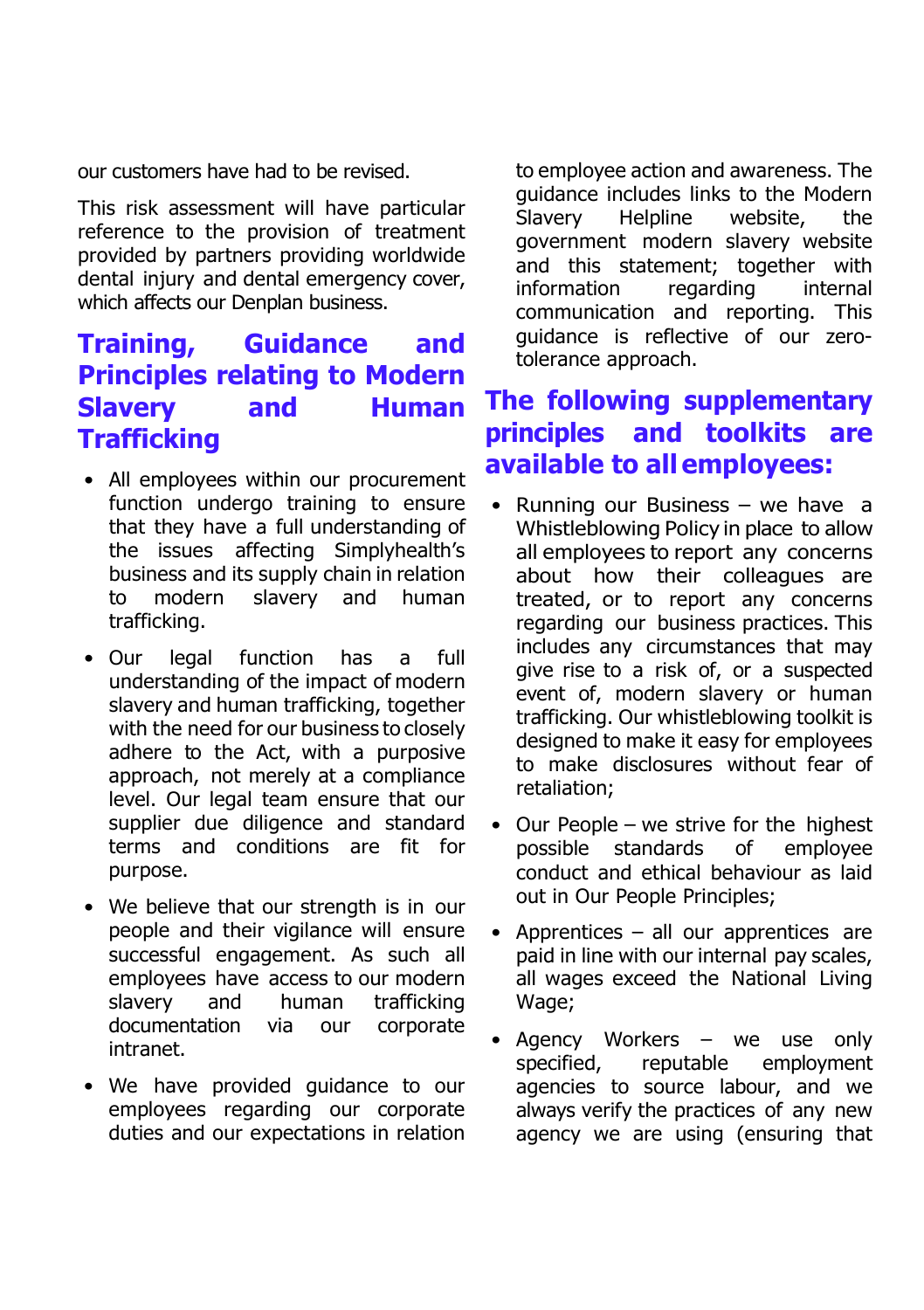our customers have had to be revised.

This risk assessment will have particular reference to the provision of treatment provided by partners providing worldwide dental injury and dental emergency cover, which affects our Denplan business.

## Training, Guidance and Principles relating to Modern Slavery and Human Trafficking

- All employees within our procurement function undergo training to ensure that they have a full understanding of the issues affecting Simplyhealth's business and its supply chain in relation to modern slavery and human trafficking.
- Our legal function has a full understanding of the impact of modern slavery and human trafficking, together with the need for our business to closely adhere to the Act, with a purposive approach, not merely at a compliance level. Our legal team ensure that our supplier due diligence and standard terms and conditions are fit for purpose.
- We believe that our strength is in our people and their vigilance will ensure successful engagement. As such all employees have access to our modern slavery and human trafficking documentation via our corporate intranet.
- We have provided guidance to our employees regarding our corporate duties and our expectations in relation to employee action and awareness. The guidance includes links to the Modern Slavery Helpline website, the government modern slavery website and this statement; together with information regarding internal communication and reporting. This guidance is reflective of our zero-tolerance approach.

## The following supplementary principles and toolkits are available to all employees:

- Running our Business – we have a Whistleblowing Policy in place to allow all employees to report any concerns about how their colleagues are treated, or to report any concerns regarding our business practices. This includes any circumstances that may give rise to a risk of, or a suspected event of, modern slavery or human trafficking. Our whistleblowing toolkit is designed to make it easy for employees to make disclosures without fear of retaliation;
- Our People – we strive for the highest possible standards of employee conduct and ethical behaviour as laid out in Our People Principles;
- Apprentices – all our apprentices are paid in line with our internal pay scales, all wages exceed the National Living Wage;
- Agency Workers – we use only specified, reputable employment agencies to source labour, and we always verify the practices of any new agency we are using (ensuring that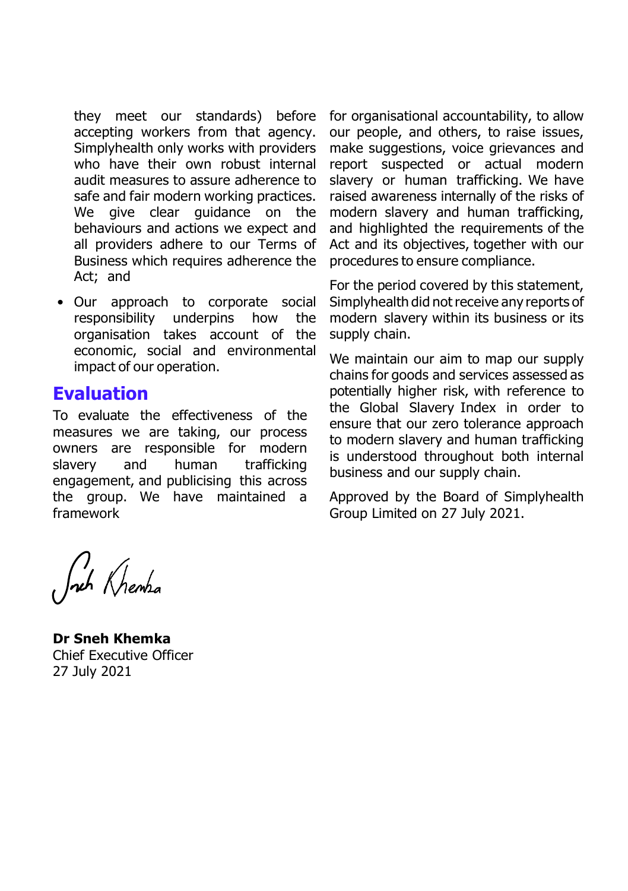they meet our standards) before accepting workers from that agency. Simplyhealth only works with providers who have their own robust internal audit measures to assure adherence to safe and fair modern working practices. We give clear guidance on the behaviours and actions we expect and all providers adhere to our Terms of Business which requires adherence the Act; and

- Our approach to corporate social responsibility underpins how the organisation takes account of the economic, social and environmental impact of our operation.

## Evaluation

To evaluate the effectiveness of the measures we are taking, our process owners are responsible for modern slavery and human trafficking engagement, and publicising this across the group. We have maintained a framework for organisational accountability, to allow our people, and others, to raise issues, make suggestions, voice grievances and report suspected or actual modern slavery or human trafficking. We have raised awareness internally of the risks of modern slavery and human trafficking, and highlighted the requirements of the Act and its objectives, together with our procedures to ensure compliance.

For the period covered by this statement, Simplyhealth did not receive any reports of modern slavery within its business or its supply chain.

We maintain our aim to map our supply chains for goods and services assessed as potentially higher risk, with reference to the Global Slavery Index in order to ensure that our zero tolerance approach to modern slavery and human trafficking is understood throughout both internal business and our supply chain.

Approved by the Board of Simplyhealth Group Limited on 27 July 2021.

**Dr Sneh Khemka**
Chief Executive Officer
27 July 2021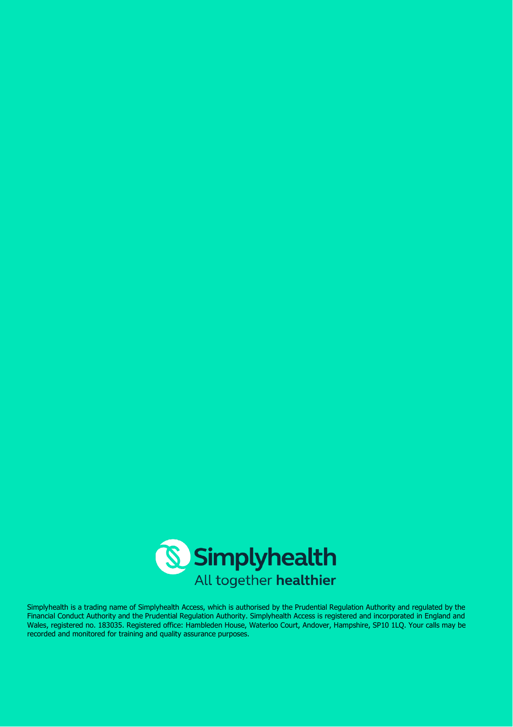Simplyhealth

All together **healthier**

Simplyhealth is a trading name of Simplyhealth Access, which is authorised by the Prudential Regulation Authority and regulated by the Financial Conduct Authority and the Prudential Regulation Authority. Simplyhealth Access is registered and incorporated in England and Wales, registered no. 183035. Registered office: Hambleden House, Waterloo Court, Andover, Hampshire, SP10 1LQ. Your calls may be recorded and monitored for training and quality assurance purposes.